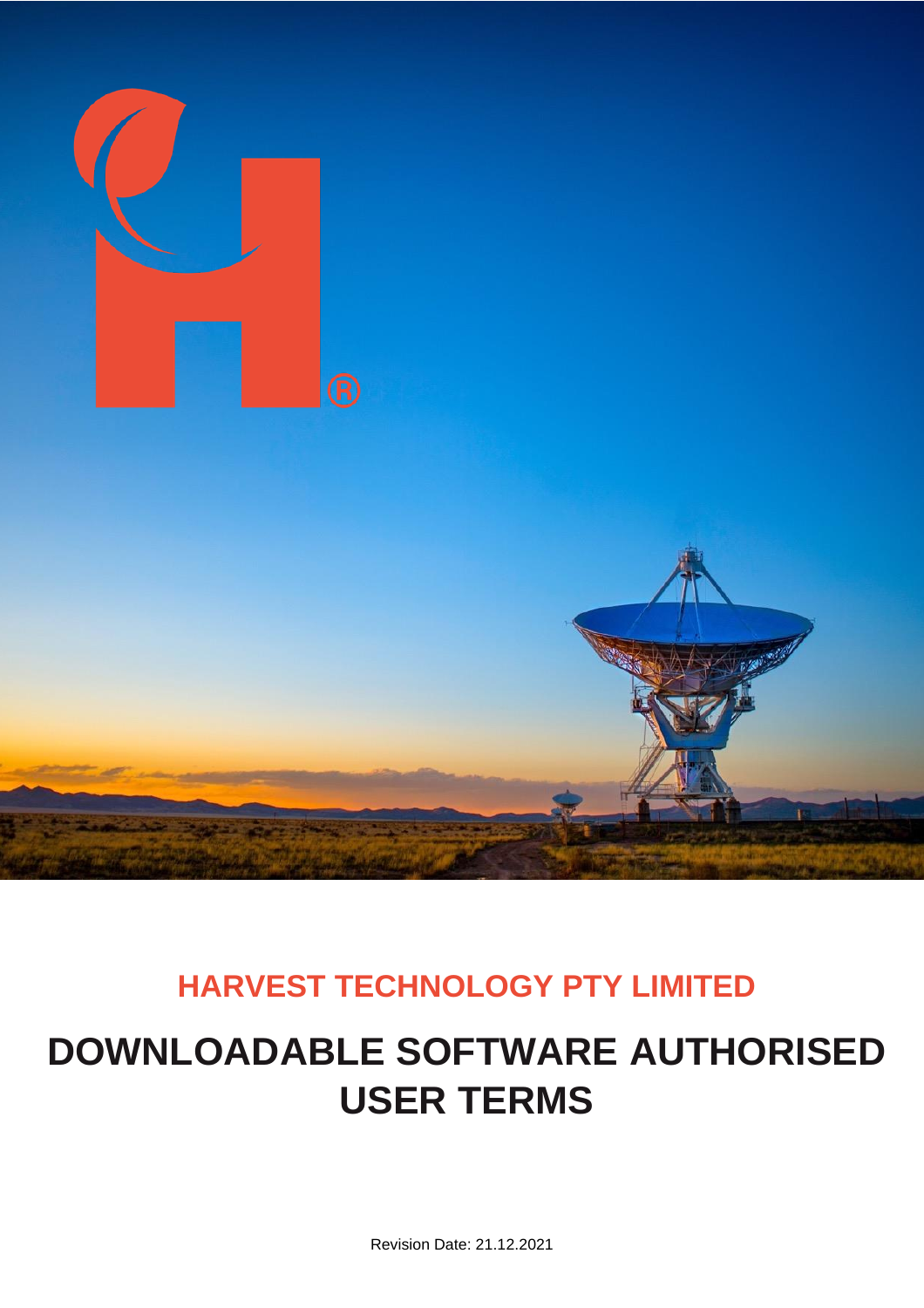**HARVEST TECHNOLOGY PTY LIMITED**

# DOWNLOADABLE SOFTWARE AUTHORISED USER TERMS

Revision Date: 21.12.2021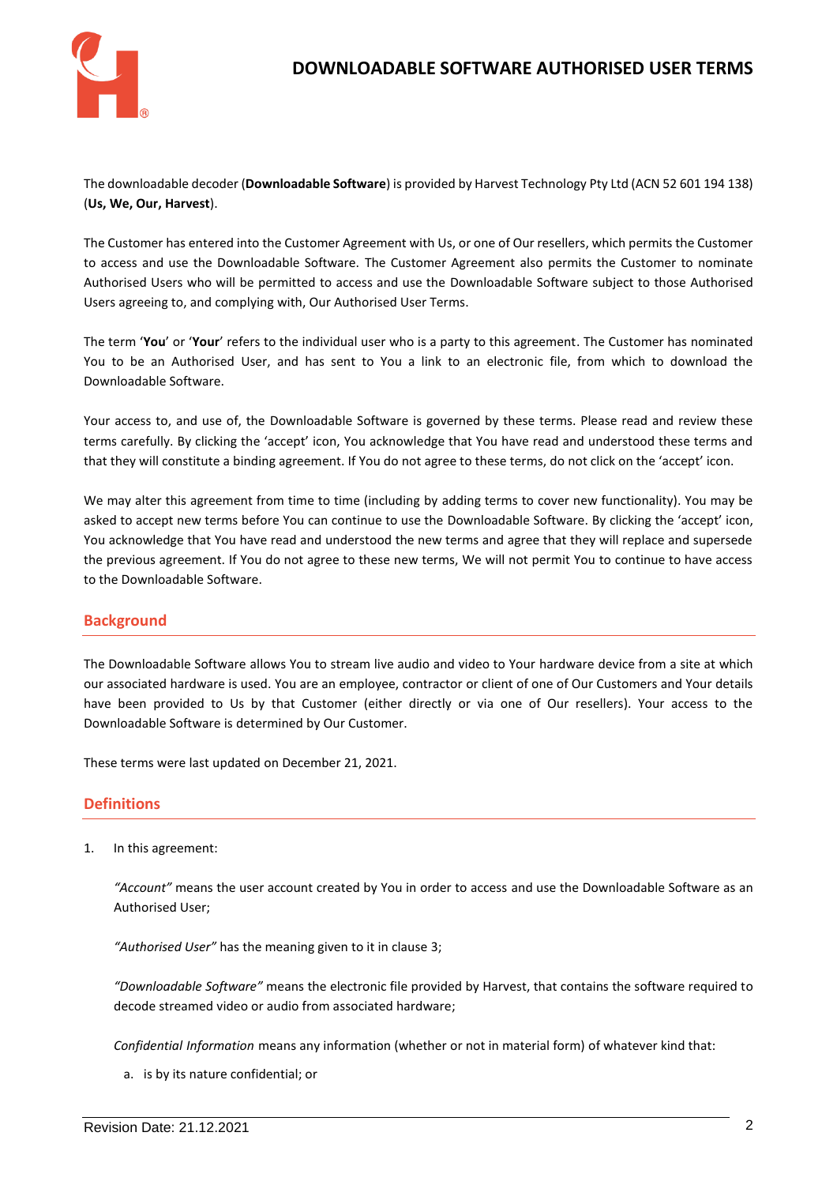# DOWNLOADABLE SOFTWARE AUTHORISED USER TERMS

The downloadable decoder (**Downloadable Software**) is provided by Harvest Technology Pty Ltd (ACN 52 601 194 138) (**Us, We, Our, Harvest**).

The Customer has entered into the Customer Agreement with Us, or one of Our resellers, which permits the Customer to access and use the Downloadable Software. The Customer Agreement also permits the Customer to nominate Authorised Users who will be permitted to access and use the Downloadable Software subject to those Authorised Users agreeing to, and complying with, Our Authorised User Terms.

The term '**You**' or '**Your**' refers to the individual user who is a party to this agreement. The Customer has nominated You to be an Authorised User, and has sent to You a link to an electronic file, from which to download the Downloadable Software.

Your access to, and use of, the Downloadable Software is governed by these terms. Please read and review these terms carefully. By clicking the 'accept' icon, You acknowledge that You have read and understood these terms and that they will constitute a binding agreement. If You do not agree to these terms, do not click on the 'accept' icon.

We may alter this agreement from time to time (including by adding terms to cover new functionality). You may be asked to accept new terms before You can continue to use the Downloadable Software. By clicking the 'accept' icon, You acknowledge that You have read and understood the new terms and agree that they will replace and supersede the previous agreement. If You do not agree to these new terms, We will not permit You to continue to have access to the Downloadable Software.

## Background

The Downloadable Software allows You to stream live audio and video to Your hardware device from a site at which our associated hardware is used. You are an employee, contractor or client of one of Our Customers and Your details have been provided to Us by that Customer (either directly or via one of Our resellers). Your access to the Downloadable Software is determined by Our Customer.

These terms were last updated on December 21, 2021.

## Definitions

1. In this agreement:

   *"Account"* means the user account created by You in order to access and use the Downloadable Software as an Authorised User;

   *"Authorised User"* has the meaning given to it in clause 3;

   *"Downloadable Software"* means the electronic file provided by Harvest, that contains the software required to decode streamed video or audio from associated hardware;

   *Confidential Information* means any information (whether or not in material form) of whatever kind that:

   a. is by its nature confidential; or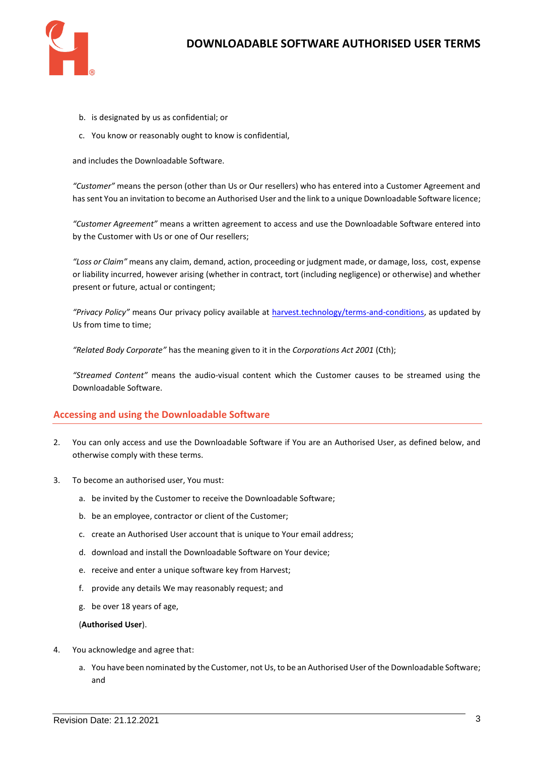b. is designated by us as confidential; or

c. You know or reasonably ought to know is confidential,

and includes the Downloadable Software.

*"Customer"* means the person (other than Us or Our resellers) who has entered into a Customer Agreement and has sent You an invitation to become an Authorised User and the link to a unique Downloadable Software licence;

*"Customer Agreement"* means a written agreement to access and use the Downloadable Software entered into by the Customer with Us or one of Our resellers;

*"Loss or Claim"* means any claim, demand, action, proceeding or judgment made, or damage, loss, cost, expense or liability incurred, however arising (whether in contract, tort (including negligence) or otherwise) and whether present or future, actual or contingent;

*"Privacy Policy"* means Our privacy policy available at [harvest.technology/terms-and-conditions](harvest.technology/terms-and-conditions), as updated by Us from time to time;

*"Related Body Corporate"* has the meaning given to it in the *Corporations Act 2001* (Cth);

*"Streamed Content"* means the audio-visual content which the Customer causes to be streamed using the Downloadable Software.

## Accessing and using the Downloadable Software

2. You can only access and use the Downloadable Software if You are an Authorised User, as defined below, and otherwise comply with these terms.

3. To become an authorised user, You must:

   a. be invited by the Customer to receive the Downloadable Software;

   b. be an employee, contractor or client of the Customer;

   c. create an Authorised User account that is unique to Your email address;

   d. download and install the Downloadable Software on Your device;

   e. receive and enter a unique software key from Harvest;

   f. provide any details We may reasonably request; and

   g. be over 18 years of age,

   (**Authorised User**).

4. You acknowledge and agree that:

   a. You have been nominated by the Customer, not Us, to be an Authorised User of the Downloadable Software; and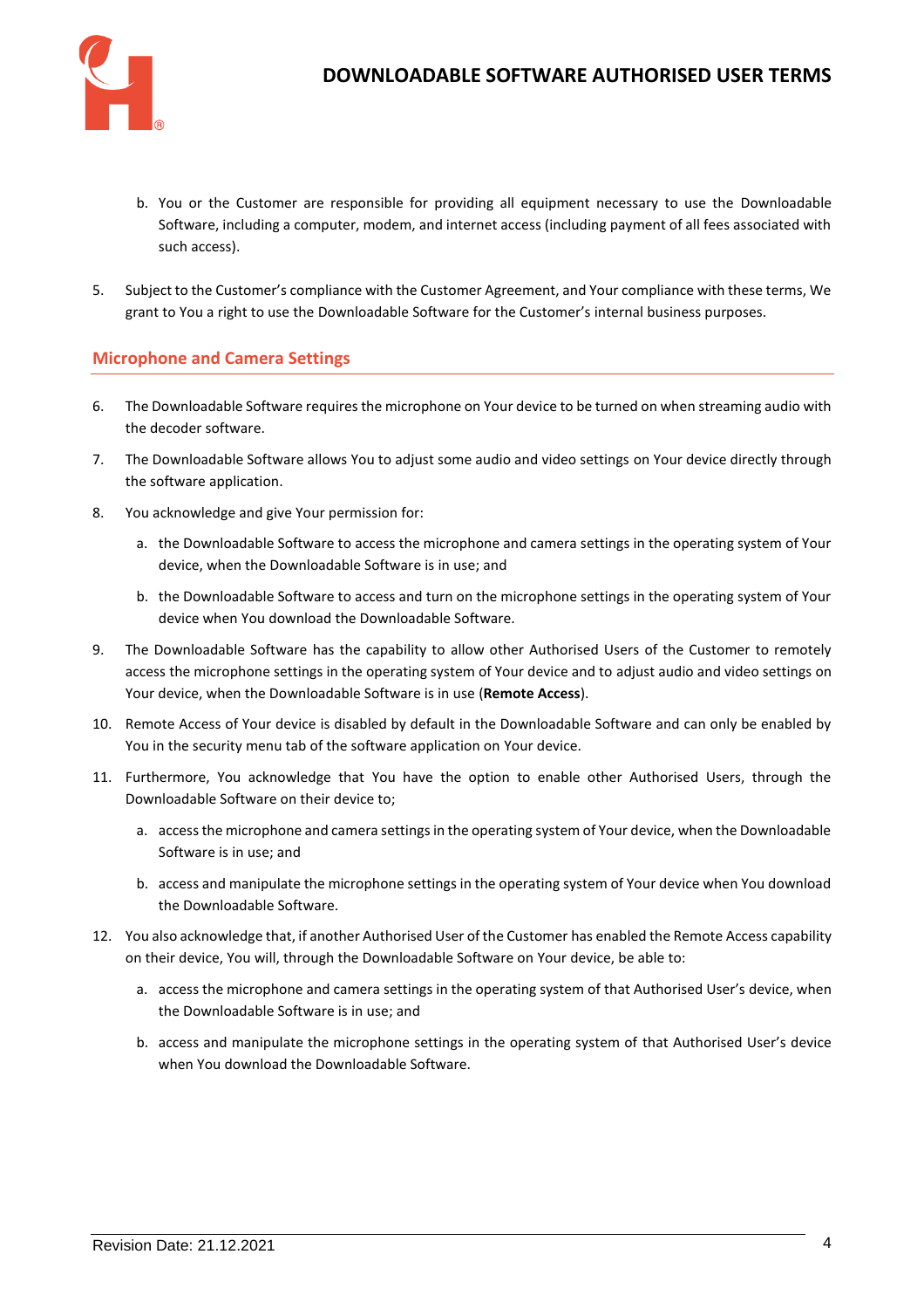b. You or the Customer are responsible for providing all equipment necessary to use the Downloadable Software, including a computer, modem, and internet access (including payment of all fees associated with such access).

5. Subject to the Customer's compliance with the Customer Agreement, and Your compliance with these terms, We grant to You a right to use the Downloadable Software for the Customer's internal business purposes.

## Microphone and Camera Settings

6. The Downloadable Software requires the microphone on Your device to be turned on when streaming audio with the decoder software.

7. The Downloadable Software allows You to adjust some audio and video settings on Your device directly through the software application.

8. You acknowledge and give Your permission for:

   a. the Downloadable Software to access the microphone and camera settings in the operating system of Your device, when the Downloadable Software is in use; and

   b. the Downloadable Software to access and turn on the microphone settings in the operating system of Your device when You download the Downloadable Software.

9. The Downloadable Software has the capability to allow other Authorised Users of the Customer to remotely access the microphone settings in the operating system of Your device and to adjust audio and video settings on Your device, when the Downloadable Software is in use (**Remote Access**).

10. Remote Access of Your device is disabled by default in the Downloadable Software and can only be enabled by You in the security menu tab of the software application on Your device.

11. Furthermore, You acknowledge that You have the option to enable other Authorised Users, through the Downloadable Software on their device to;

    a. access the microphone and camera settings in the operating system of Your device, when the Downloadable Software is in use; and

    b. access and manipulate the microphone settings in the operating system of Your device when You download the Downloadable Software.

12. You also acknowledge that, if another Authorised User of the Customer has enabled the Remote Access capability on their device, You will, through the Downloadable Software on Your device, be able to:

    a. access the microphone and camera settings in the operating system of that Authorised User's device, when the Downloadable Software is in use; and

    b. access and manipulate the microphone settings in the operating system of that Authorised User's device when You download the Downloadable Software.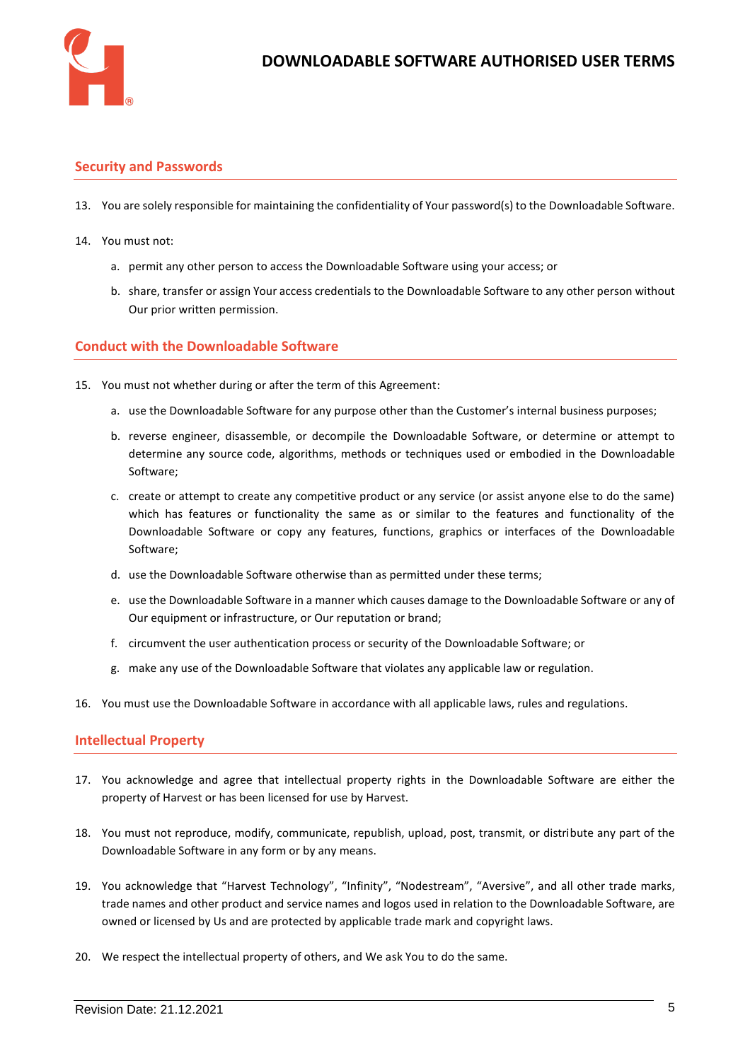## Security and Passwords

13. You are solely responsible for maintaining the confidentiality of Your password(s) to the Downloadable Software.

14. You must not:

    a. permit any other person to access the Downloadable Software using your access; or

    b. share, transfer or assign Your access credentials to the Downloadable Software to any other person without Our prior written permission.

## Conduct with the Downloadable Software

15. You must not whether during or after the term of this Agreement:

    a. use the Downloadable Software for any purpose other than the Customer's internal business purposes;

    b. reverse engineer, disassemble, or decompile the Downloadable Software, or determine or attempt to determine any source code, algorithms, methods or techniques used or embodied in the Downloadable Software;

    c. create or attempt to create any competitive product or any service (or assist anyone else to do the same) which has features or functionality the same as or similar to the features and functionality of the Downloadable Software or copy any features, functions, graphics or interfaces of the Downloadable Software;

    d. use the Downloadable Software otherwise than as permitted under these terms;

    e. use the Downloadable Software in a manner which causes damage to the Downloadable Software or any of Our equipment or infrastructure, or Our reputation or brand;

    f. circumvent the user authentication process or security of the Downloadable Software; or

    g. make any use of the Downloadable Software that violates any applicable law or regulation.

16. You must use the Downloadable Software in accordance with all applicable laws, rules and regulations.

## Intellectual Property

17. You acknowledge and agree that intellectual property rights in the Downloadable Software are either the property of Harvest or has been licensed for use by Harvest.

18. You must not reproduce, modify, communicate, republish, upload, post, transmit, or distribute any part of the Downloadable Software in any form or by any means.

19. You acknowledge that "Harvest Technology", "Infinity", "Nodestream", "Aversive", and all other trade marks, trade names and other product and service names and logos used in relation to the Downloadable Software, are owned or licensed by Us and are protected by applicable trade mark and copyright laws.

20. We respect the intellectual property of others, and We ask You to do the same.

Revision Date: 21.12.2021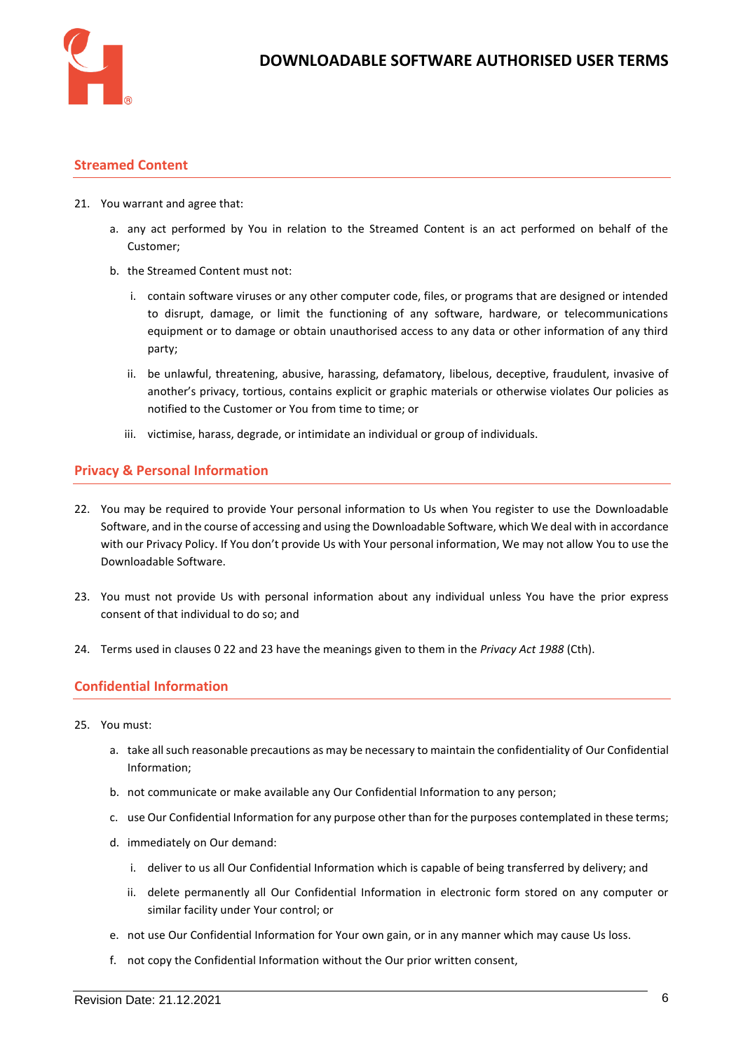## Streamed Content

21. You warrant and agree that:

    a. any act performed by You in relation to the Streamed Content is an act performed on behalf of the Customer;

    b. the Streamed Content must not:

        i. contain software viruses or any other computer code, files, or programs that are designed or intended to disrupt, damage, or limit the functioning of any software, hardware, or telecommunications equipment or to damage or obtain unauthorised access to any data or other information of any third party;

        ii. be unlawful, threatening, abusive, harassing, defamatory, libelous, deceptive, fraudulent, invasive of another's privacy, tortious, contains explicit or graphic materials or otherwise violates Our policies as notified to the Customer or You from time to time; or

        iii. victimise, harass, degrade, or intimidate an individual or group of individuals.

## Privacy & Personal Information

22. You may be required to provide Your personal information to Us when You register to use the Downloadable Software, and in the course of accessing and using the Downloadable Software, which We deal with in accordance with our Privacy Policy. If You don't provide Us with Your personal information, We may not allow You to use the Downloadable Software.

23. You must not provide Us with personal information about any individual unless You have the prior express consent of that individual to do so; and

24. Terms used in clauses 0 22 and 23 have the meanings given to them in the *Privacy Act 1988* (Cth).

## Confidential Information

25. You must:

    a. take all such reasonable precautions as may be necessary to maintain the confidentiality of Our Confidential Information;

    b. not communicate or make available any Our Confidential Information to any person;

    c. use Our Confidential Information for any purpose other than for the purposes contemplated in these terms;

    d. immediately on Our demand:

        i. deliver to us all Our Confidential Information which is capable of being transferred by delivery; and

        ii. delete permanently all Our Confidential Information in electronic form stored on any computer or similar facility under Your control; or

    e. not use Our Confidential Information for Your own gain, or in any manner which may cause Us loss.

    f. not copy the Confidential Information without the Our prior written consent,

Revision Date: 21.12.2021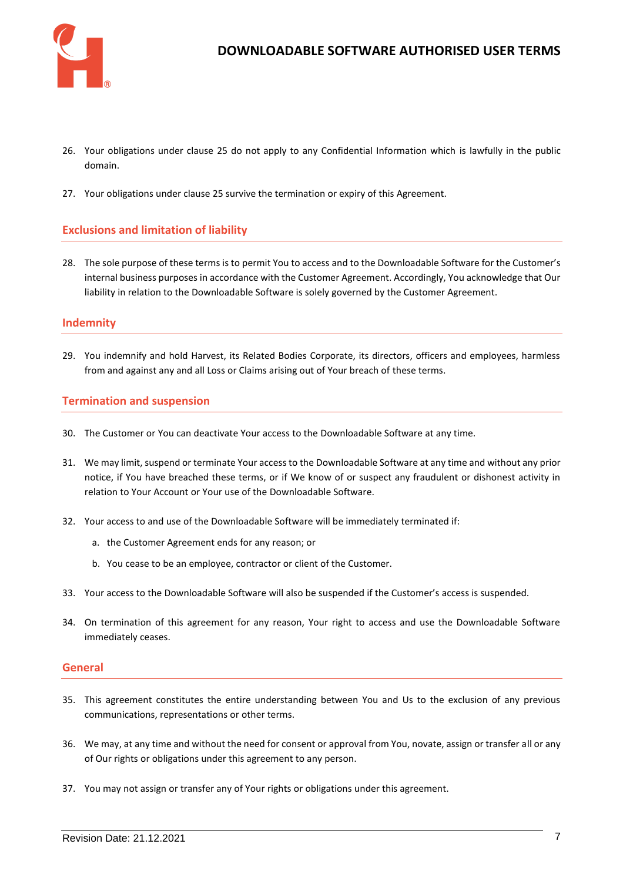26. Your obligations under clause 25 do not apply to any Confidential Information which is lawfully in the public domain.

27. Your obligations under clause 25 survive the termination or expiry of this Agreement.

## Exclusions and limitation of liability

28. The sole purpose of these terms is to permit You to access and to the Downloadable Software for the Customer's internal business purposes in accordance with the Customer Agreement. Accordingly, You acknowledge that Our liability in relation to the Downloadable Software is solely governed by the Customer Agreement.

## Indemnity

29. You indemnify and hold Harvest, its Related Bodies Corporate, its directors, officers and employees, harmless from and against any and all Loss or Claims arising out of Your breach of these terms.

## Termination and suspension

30. The Customer or You can deactivate Your access to the Downloadable Software at any time.

31. We may limit, suspend or terminate Your access to the Downloadable Software at any time and without any prior notice, if You have breached these terms, or if We know of or suspect any fraudulent or dishonest activity in relation to Your Account or Your use of the Downloadable Software.

32. Your access to and use of the Downloadable Software will be immediately terminated if:

    a. the Customer Agreement ends for any reason; or

    b. You cease to be an employee, contractor or client of the Customer.

33. Your access to the Downloadable Software will also be suspended if the Customer's access is suspended.

34. On termination of this agreement for any reason, Your right to access and use the Downloadable Software immediately ceases.

## General

35. This agreement constitutes the entire understanding between You and Us to the exclusion of any previous communications, representations or other terms.

36. We may, at any time and without the need for consent or approval from You, novate, assign or transfer all or any of Our rights or obligations under this agreement to any person.

37. You may not assign or transfer any of Your rights or obligations under this agreement.

Revision Date: 21.12.2021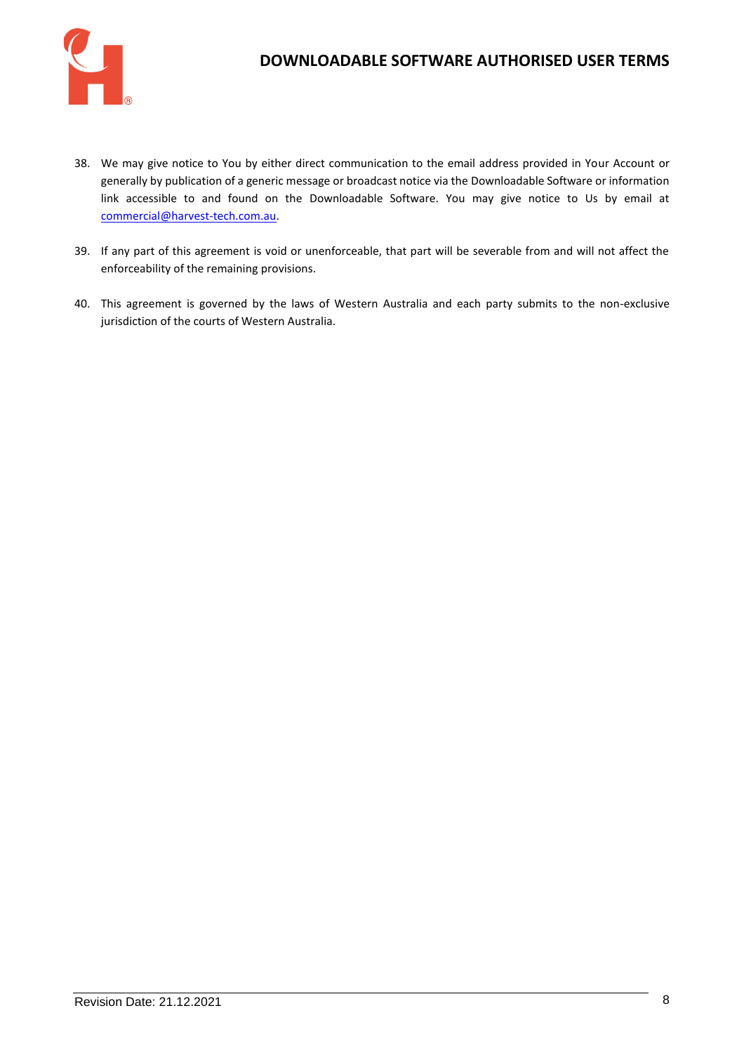38. We may give notice to You by either direct communication to the email address provided in Your Account or generally by publication of a generic message or broadcast notice via the Downloadable Software or information link accessible to and found on the Downloadable Software. You may give notice to Us by email at commercial@harvest-tech.com.au.

39. If any part of this agreement is void or unenforceable, that part will be severable from and will not affect the enforceability of the remaining provisions.

40. This agreement is governed by the laws of Western Australia and each party submits to the non-exclusive jurisdiction of the courts of Western Australia.